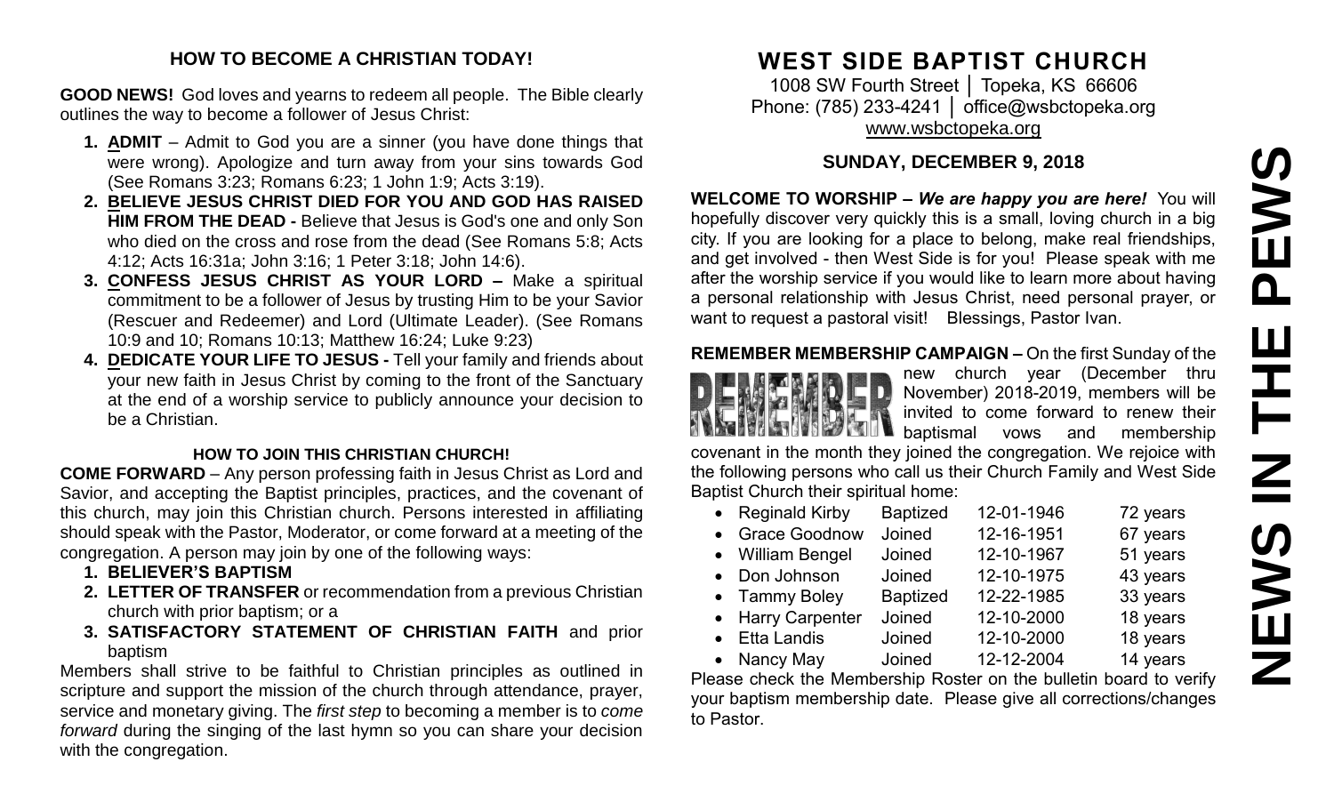## HOW TO BECOME A CHRISTIAN TODAY!

**GOOD NEWS!** God loves and yearns to redeem all people. The Bible clearly outlines the way to become a follower of Jesus Christ:

1. **ADMIT** – Admit to God you are a sinner (you have done things that were wrong). Apologize and turn away from your sins towards God (See Romans 3:23; Romans 6:23; 1 John 1:9; Acts 3:19).
2. **BELIEVE JESUS CHRIST DIED FOR YOU AND GOD HAS RAISED HIM FROM THE DEAD -** Believe that Jesus is God's one and only Son who died on the cross and rose from the dead (See Romans 5:8; Acts 4:12; Acts 16:31a; John 3:16; 1 Peter 3:18; John 14:6).
3. **CONFESS JESUS CHRIST AS YOUR LORD –** Make a spiritual commitment to be a follower of Jesus by trusting Him to be your Savior (Rescuer and Redeemer) and Lord (Ultimate Leader). (See Romans 10:9 and 10; Romans 10:13; Matthew 16:24; Luke 9:23)
4. **DEDICATE YOUR LIFE TO JESUS -** Tell your family and friends about your new faith in Jesus Christ by coming to the front of the Sanctuary at the end of a worship service to publicly announce your decision to be a Christian.

### HOW TO JOIN THIS CHRISTIAN CHURCH!

**COME FORWARD** – Any person professing faith in Jesus Christ as Lord and Savior, and accepting the Baptist principles, practices, and the covenant of this church, may join this Christian church. Persons interested in affiliating should speak with the Pastor, Moderator, or come forward at a meeting of the congregation. A person may join by one of the following ways:

1. **BELIEVER'S BAPTISM**
2. **LETTER OF TRANSFER** or recommendation from a previous Christian church with prior baptism; or a
3. **SATISFACTORY STATEMENT OF CHRISTIAN FAITH** and prior baptism

Members shall strive to be faithful to Christian principles as outlined in scripture and support the mission of the church through attendance, prayer, service and monetary giving. The *first step* to becoming a member is to *come forward* during the singing of the last hymn so you can share your decision with the congregation.

# WEST SIDE BAPTIST CHURCH

1008 SW Fourth Street │ Topeka, KS 66606
Phone: (785) 233-4241 │ office@wsbctopeka.org
www.wsbctopeka.org

## SUNDAY, DECEMBER 9, 2018

**WELCOME TO WORSHIP –** ***We are happy you are here!*** You will hopefully discover very quickly this is a small, loving church in a big city. If you are looking for a place to belong, make real friendships, and get involved - then West Side is for you! Please speak with me after the worship service if you would like to learn more about having a personal relationship with Jesus Christ, need personal prayer, or want to request a pastoral visit! Blessings, Pastor Ivan.

**REMEMBER MEMBERSHIP CAMPAIGN –** On the first Sunday of the new church year (December thru November) 2018-2019, members will be invited to come forward to renew their baptismal vows and membership covenant in the month they joined the congregation. We rejoice with the following persons who call us their Church Family and West Side Baptist Church their spiritual home:

| Name | Status | Date | Years |
|---|---|---|---|
| Reginald Kirby | Baptized | 12-01-1946 | 72 years |
| Grace Goodnow | Joined | 12-16-1951 | 67 years |
| William Bengel | Joined | 12-10-1967 | 51 years |
| Don Johnson | Joined | 12-10-1975 | 43 years |
| Tammy Boley | Baptized | 12-22-1985 | 33 years |
| Harry Carpenter | Joined | 12-10-2000 | 18 years |
| Etta Landis | Joined | 12-10-2000 | 18 years |
| Nancy May | Joined | 12-12-2004 | 14 years |

Please check the Membership Roster on the bulletin board to verify your baptism membership date. Please give all corrections/changes to Pastor.

# NEWS IN THE PEWS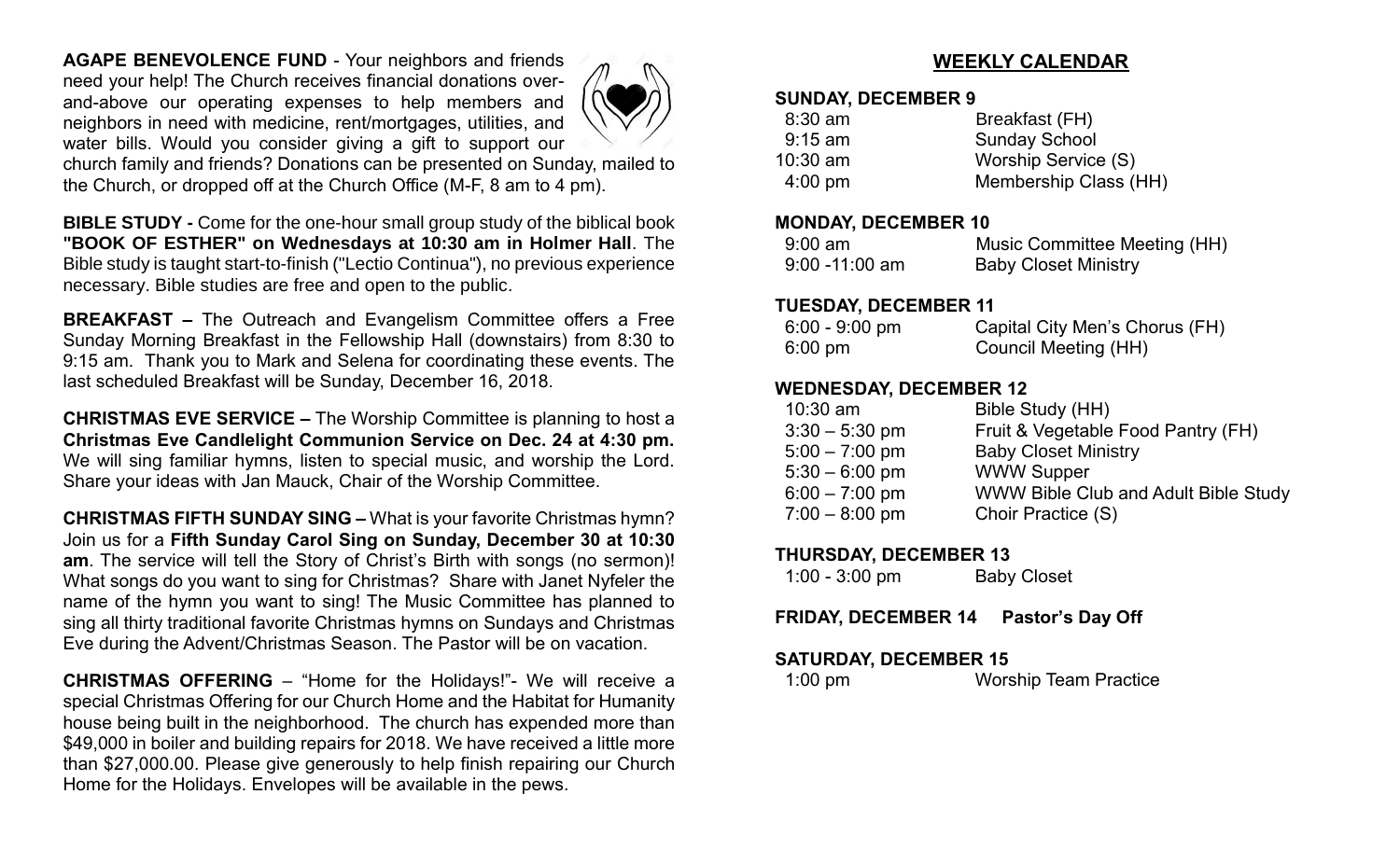**AGAPE BENEVOLENCE FUND** - Your neighbors and friends need your help! The Church receives financial donations over-and-above our operating expenses to help members and neighbors in need with medicine, rent/mortgages, utilities, and water bills. Would you consider giving a gift to support our church family and friends? Donations can be presented on Sunday, mailed to the Church, or dropped off at the Church Office (M-F, 8 am to 4 pm).

**BIBLE STUDY -** Come for the one-hour small group study of the biblical book **"BOOK OF ESTHER" on Wednesdays at 10:30 am in Holmer Hall**. The Bible study is taught start-to-finish ("Lectio Continua"), no previous experience necessary. Bible studies are free and open to the public.

**BREAKFAST –** The Outreach and Evangelism Committee offers a Free Sunday Morning Breakfast in the Fellowship Hall (downstairs) from 8:30 to 9:15 am. Thank you to Mark and Selena for coordinating these events. The last scheduled Breakfast will be Sunday, December 16, 2018.

**CHRISTMAS EVE SERVICE –** The Worship Committee is planning to host a **Christmas Eve Candlelight Communion Service on Dec. 24 at 4:30 pm.** We will sing familiar hymns, listen to special music, and worship the Lord. Share your ideas with Jan Mauck, Chair of the Worship Committee.

**CHRISTMAS FIFTH SUNDAY SING –** What is your favorite Christmas hymn? Join us for a **Fifth Sunday Carol Sing on Sunday, December 30 at 10:30 am**. The service will tell the Story of Christ's Birth with songs (no sermon)! What songs do you want to sing for Christmas? Share with Janet Nyfeler the name of the hymn you want to sing! The Music Committee has planned to sing all thirty traditional favorite Christmas hymns on Sundays and Christmas Eve during the Advent/Christmas Season. The Pastor will be on vacation.

**CHRISTMAS OFFERING** – "Home for the Holidays!"- We will receive a special Christmas Offering for our Church Home and the Habitat for Humanity house being built in the neighborhood. The church has expended more than $49,000 in boiler and building repairs for 2018. We have received a little more than $27,000.00. Please give generously to help finish repairing our Church Home for the Holidays. Envelopes will be available in the pews.

## WEEKLY CALENDAR

**SUNDAY, DECEMBER 9**

| | |
|---|---|
| 8:30 am | Breakfast (FH) |
| 9:15 am | Sunday School |
| 10:30 am | Worship Service (S) |
| 4:00 pm | Membership Class (HH) |

**MONDAY, DECEMBER 10**

| | |
|---|---|
| 9:00 am | Music Committee Meeting (HH) |
| 9:00 -11:00 am | Baby Closet Ministry |

**TUESDAY, DECEMBER 11**

| | |
|---|---|
| 6:00 - 9:00 pm | Capital City Men's Chorus (FH) |
| 6:00 pm | Council Meeting (HH) |

**WEDNESDAY, DECEMBER 12**

| | |
|---|---|
| 10:30 am | Bible Study (HH) |
| 3:30 – 5:30 pm | Fruit & Vegetable Food Pantry (FH) |
| 5:00 – 7:00 pm | Baby Closet Ministry |
| 5:30 – 6:00 pm | WWW Supper |
| 6:00 – 7:00 pm | WWW Bible Club and Adult Bible Study |
| 7:00 – 8:00 pm | Choir Practice (S) |

**THURSDAY, DECEMBER 13**

| | |
|---|---|
| 1:00 - 3:00 pm | Baby Closet |

**FRIDAY, DECEMBER 14 Pastor's Day Off**

**SATURDAY, DECEMBER 15**

| | |
|---|---|
| 1:00 pm | Worship Team Practice |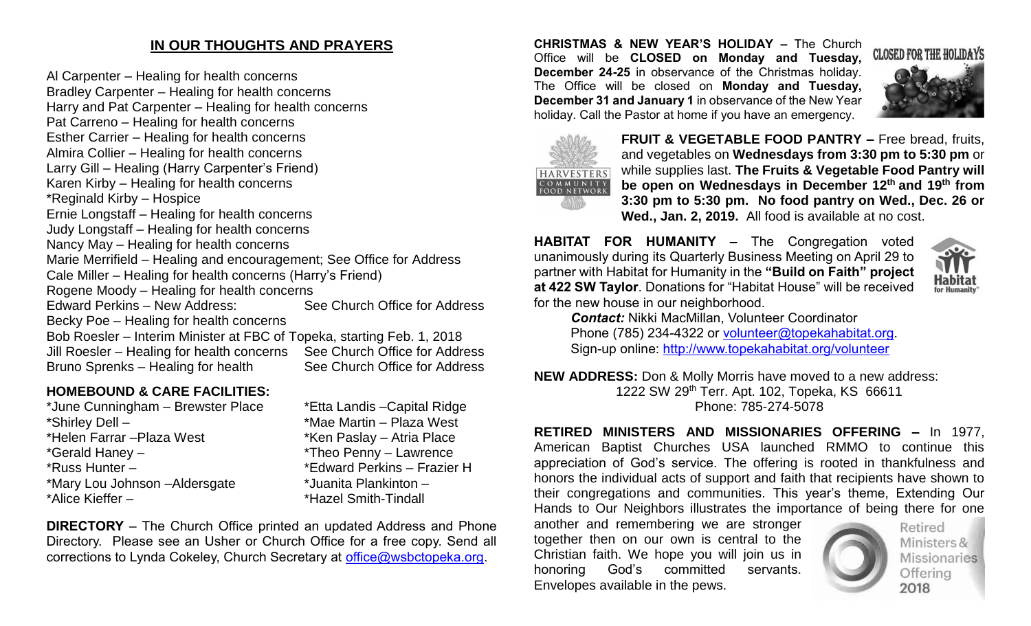## IN OUR THOUGHTS AND PRAYERS

Al Carpenter – Healing for health concerns
Bradley Carpenter – Healing for health concerns
Harry and Pat Carpenter – Healing for health concerns
Pat Carreno – Healing for health concerns
Esther Carrier – Healing for health concerns
Almira Collier – Healing for health concerns
Larry Gill – Healing (Harry Carpenter's Friend)
Karen Kirby – Healing for health concerns
*Reginald Kirby – Hospice
Ernie Longstaff – Healing for health concerns
Judy Longstaff – Healing for health concerns
Nancy May – Healing for health concerns
Marie Merrifield – Healing and encouragement; See Office for Address
Cale Miller – Healing for health concerns (Harry's Friend)
Rogene Moody – Healing for health concerns
Edward Perkins – New Address: See Church Office for Address
Becky Poe – Healing for health concerns
Bob Roesler – Interim Minister at FBC of Topeka, starting Feb. 1, 2018
Jill Roesler – Healing for health concerns See Church Office for Address
Bruno Sprenks – Healing for health See Church Office for Address

### HOMEBOUND & CARE FACILITIES:

*June Cunningham – Brewster Place
*Shirley Dell –
*Helen Farrar –Plaza West
*Gerald Haney –
*Russ Hunter –
*Mary Lou Johnson –Aldersgate
*Alice Kieffer –
*Etta Landis –Capital Ridge
*Mae Martin – Plaza West
*Ken Paslay – Atria Place
*Theo Penny – Lawrence
*Edward Perkins – Frazier H
*Juanita Plankinton –
*Hazel Smith-Tindall

**DIRECTORY** – The Church Office printed an updated Address and Phone Directory. Please see an Usher or Church Office for a free copy. Send all corrections to Lynda Cokeley, Church Secretary at office@wsbctopeka.org.

**CHRISTMAS & NEW YEAR'S HOLIDAY –** The Church Office will be **CLOSED on Monday and Tuesday, December 24-25** in observance of the Christmas holiday. The Office will be closed on **Monday and Tuesday, December 31 and January 1** in observance of the New Year holiday. Call the Pastor at home if you have an emergency.

CLOSED FOR THE HOLIDAYS

**FRUIT & VEGETABLE FOOD PANTRY –** Free bread, fruits, and vegetables on **Wednesdays from 3:30 pm to 5:30 pm** or while supplies last. **The Fruits & Vegetable Food Pantry will be open on Wednesdays in December 12th and 19th from 3:30 pm to 5:30 pm. No food pantry on Wed., Dec. 26 or Wed., Jan. 2, 2019.** All food is available at no cost.

**HABITAT FOR HUMANITY –** The Congregation voted unanimously during its Quarterly Business Meeting on April 29 to partner with Habitat for Humanity in the **"Build on Faith" project at 422 SW Taylor**. Donations for "Habitat House" will be received for the new house in our neighborhood.

***Contact:*** Nikki MacMillan, Volunteer Coordinator
Phone (785) 234-4322 or volunteer@topekahabitat.org.
Sign-up online: http://www.topekahabitat.org/volunteer

**NEW ADDRESS:** Don & Molly Morris have moved to a new address:
1222 SW 29th Terr. Apt. 102, Topeka, KS 66611
Phone: 785-274-5078

**RETIRED MINISTERS AND MISSIONARIES OFFERING –** In 1977, American Baptist Churches USA launched RMMO to continue this appreciation of God's service. The offering is rooted in thankfulness and honors the individual acts of support and faith that recipients have shown to their congregations and communities. This year's theme, Extending Our Hands to Our Neighbors illustrates the importance of being there for one another and remembering we are stronger together then on our own is central to the Christian faith. We hope you will join us in honoring God's committed servants. Envelopes available in the pews.

Retired Ministers & Missionaries Offering 2018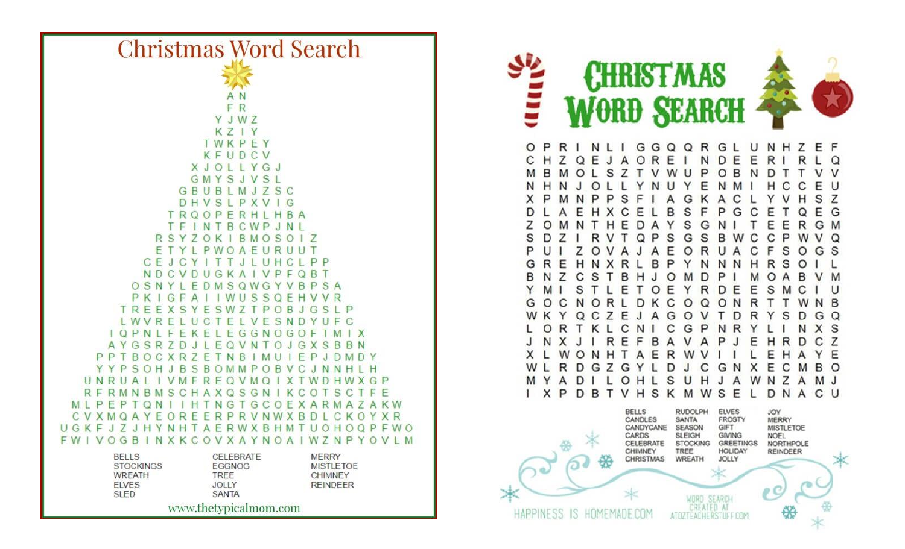# Christmas Word Search

```
A N
F R
Y J W Z
K Z I Y
T W K P E Y
K F U D C V
X J O L L Y G J
G M Y S J V S L
G B U B L M J Z S C
D H V S L P X V I G
T R Q O P E R H L H B A
T F I N T B C W P J N L
R S Y Z O K I B M O S O I Z
E T Y L P W O A E U R U U T
C E J C Y I T T J L U H C L P P
N D C V D U G K A I V P F Q B T
O S N Y L E D M S Q W G Y V B P S A
P K I G F A I I W U S S Q E H V V R
T R E E X S Y E S W Z T P O B J G S L P
L W V R E L U C T E L V E S N D Y U F C
I Q P N L F E K E L E G G N O G O F T M I X
A Y G S R Z D J L E Q V N T O J G X S B B N
P P T B O C X R Z E T N B I M U I E P J D M D Y
Y Y P S O H J B S B O M M P O B V C J N N H L H
U N R U A L I V M F R E Q V M Q I X T W D H W X G P
R F R M N B M S C H A X Q S G N I K C O T S C T F E
M L P E P T Q N I I H T N G T G C O E X A R M A Z A K W
C V X M Q A Y E O R E E R P R V N W X B D L C K O Y X R
U G K F J Z J H Y N H T A E R W X B H M T U O H O Q P F W O
F W I V O G B I N X K C O V X A Y N O A I W Z N P Y O V L M
```

| | | |
|---|---|---|
| BELLS | CELEBRATE | MERRY |
| STOCKINGS | EGGNOG | MISTLETOE |
| WREATH | TREE | CHIMNEY |
| ELVES | JOLLY | REINDEER |
| SLED | SANTA | |

www.thetypicalmom.com

# CHRISTMAS WORD SEARCH

```
O P R I N L I G G Q Q R G L U N H Z E F
C H Z Q E J A O R E I N D E E R I R L Q
M B M O L S Z T V W U P O B N D T T V V
N H N J O L L Y N U Y E N M I H C C E U
X P M N P P S F I A G K A C L Y V H S Z
D L A E H X C E L B S F P G C E T Q E G
Z O M N T H E D A Y S G N I T E E R G M
S D Z I R V T Q P S G S B W C C P W V Q
P U I Z O V A J A E O R U A C F S O G S
G R E H N X R L B P Y N N N H R S O I L
B N Z C S T B H J O M D P I M O A B V M
Y M I S T L E T O E Y R D E E S M C I U
G O C N O R L D K C O Q O N R T T W N B
W K Y Q C Z E J A G O V T D R Y S D G Q
L O R T K L C N I C G P N R Y L I N X S
J N X J I R E F B A V A P J E H R D C Z
X L W O N H T A E R W V I I L E H A Y E
W L R D G Z G Y L D J C G N X E C M B O
M Y A D I L O H L S U H J A W N Z A M J
I X P D B T V H S K M W S E L D N A C U
```

| | | | |
|---|---|---|---|
| BELLS | RUDOLPH | ELVES | JOY |
| CANDLES | SANTA | FROSTY | MERRY |
| CANDYCANE | SEASON | GIFT | MISTLETOE |
| CARDS | SLEIGH | GIVING | NOEL |
| CELEBRATE | STOCKING | GREETINGS | NORTHPOLE |
| CHIMNEY | TREE | HOLIDAY | REINDEER |
| CHRISTMAS | WREATH | JOLLY | |

HAPPINESS IS HOMEMADE.COM

WORD SEARCH CREATED AT ATOZTEACHERSTUFF.COM